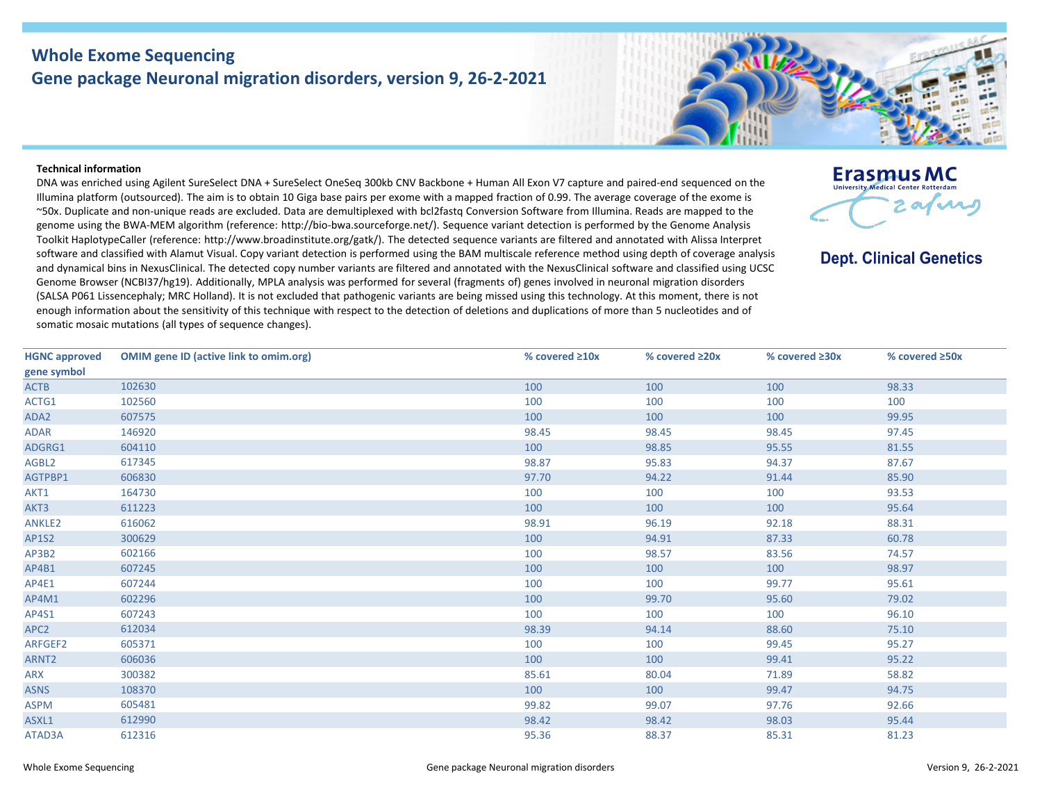# Whole Exome Sequencing
## Gene package Neuronal migration disorders, version 9, 26-2-2021

Erasmus MC
University Medical Center Rotterdam

**Dept. Clinical Genetics**

**Technical information**

DNA was enriched using Agilent SureSelect DNA + SureSelect OneSeq 300kb CNV Backbone + Human All Exon V7 capture and paired-end sequenced on the Illumina platform (outsourced). The aim is to obtain 10 Giga base pairs per exome with a mapped fraction of 0.99. The average coverage of the exome is ~50x. Duplicate and non-unique reads are excluded. Data are demultiplexed with bcl2fastq Conversion Software from Illumina. Reads are mapped to the genome using the BWA-MEM algorithm (reference: http://bio-bwa.sourceforge.net/). Sequence variant detection is performed by the Genome Analysis Toolkit HaplotypeCaller (reference: http://www.broadinstitute.org/gatk/). The detected sequence variants are filtered and annotated with Alissa Interpret software and classified with Alamut Visual. Copy variant detection is performed using the BAM multiscale reference method using depth of coverage analysis and dynamical bins in NexusClinical. The detected copy number variants are filtered and annotated with the NexusClinical software and classified using UCSC Genome Browser (NCBI37/hg19). Additionally, MPLA analysis was performed for several (fragments of) genes involved in neuronal migration disorders (SALSA P061 Lissencephaly; MRC Holland). It is not excluded that pathogenic variants are being missed using this technology. At this moment, there is not enough information about the sensitivity of this technique with respect to the detection of deletions and duplications of more than 5 nucleotides and of somatic mosaic mutations (all types of sequence changes).

| HGNC approved gene symbol | OMIM gene ID (active link to omim.org) | % covered ≥10x | % covered ≥20x | % covered ≥30x | % covered ≥50x |
|---|---|---|---|---|---|
| ACTB | 102630 | 100 | 100 | 100 | 98.33 |
| ACTG1 | 102560 | 100 | 100 | 100 | 100 |
| ADA2 | 607575 | 100 | 100 | 100 | 99.95 |
| ADAR | 146920 | 98.45 | 98.45 | 98.45 | 97.45 |
| ADGRG1 | 604110 | 100 | 98.85 | 95.55 | 81.55 |
| AGBL2 | 617345 | 98.87 | 95.83 | 94.37 | 87.67 |
| AGTPBP1 | 606830 | 97.70 | 94.22 | 91.44 | 85.90 |
| AKT1 | 164730 | 100 | 100 | 100 | 93.53 |
| AKT3 | 611223 | 100 | 100 | 100 | 95.64 |
| ANKLE2 | 616062 | 98.91 | 96.19 | 92.18 | 88.31 |
| AP1S2 | 300629 | 100 | 94.91 | 87.33 | 60.78 |
| AP3B2 | 602166 | 100 | 98.57 | 83.56 | 74.57 |
| AP4B1 | 607245 | 100 | 100 | 100 | 98.97 |
| AP4E1 | 607244 | 100 | 100 | 99.77 | 95.61 |
| AP4M1 | 602296 | 100 | 99.70 | 95.60 | 79.02 |
| AP4S1 | 607243 | 100 | 100 | 100 | 96.10 |
| APC2 | 612034 | 98.39 | 94.14 | 88.60 | 75.10 |
| ARFGEF2 | 605371 | 100 | 100 | 99.45 | 95.27 |
| ARNT2 | 606036 | 100 | 100 | 99.41 | 95.22 |
| ARX | 300382 | 85.61 | 80.04 | 71.89 | 58.82 |
| ASNS | 108370 | 100 | 100 | 99.47 | 94.75 |
| ASPM | 605481 | 99.82 | 99.07 | 97.76 | 92.66 |
| ASXL1 | 612990 | 98.42 | 98.42 | 98.03 | 95.44 |
| ATAD3A | 612316 | 95.36 | 88.37 | 85.31 | 81.23 |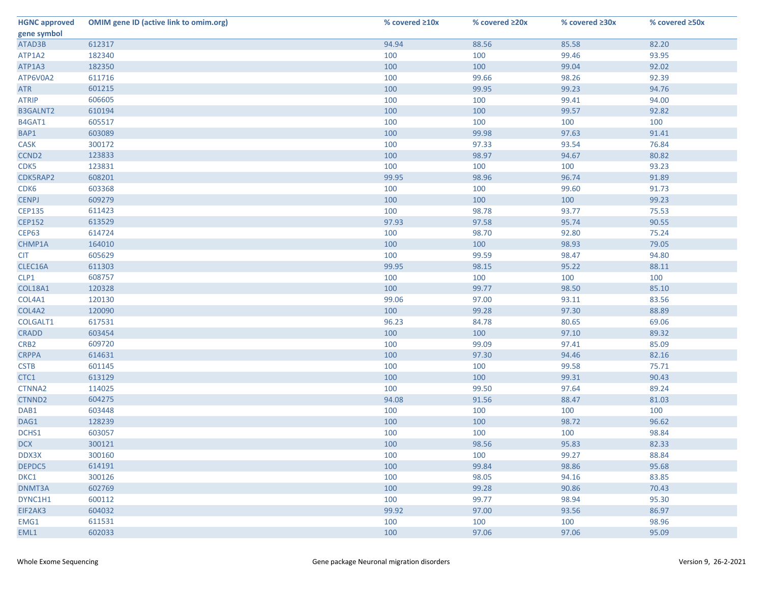| HGNC approved gene symbol | OMIM gene ID (active link to omim.org) | % covered ≥10x | % covered ≥20x | % covered ≥30x | % covered ≥50x |
|---|---|---|---|---|---|
| ATAD3B | 612317 | 94.94 | 88.56 | 85.58 | 82.20 |
| ATP1A2 | 182340 | 100 | 100 | 99.46 | 93.95 |
| ATP1A3 | 182350 | 100 | 100 | 99.04 | 92.02 |
| ATP6V0A2 | 611716 | 100 | 99.66 | 98.26 | 92.39 |
| ATR | 601215 | 100 | 99.95 | 99.23 | 94.76 |
| ATRIP | 606605 | 100 | 100 | 99.41 | 94.00 |
| B3GALNT2 | 610194 | 100 | 100 | 99.57 | 92.82 |
| B4GAT1 | 605517 | 100 | 100 | 100 | 100 |
| BAP1 | 603089 | 100 | 99.98 | 97.63 | 91.41 |
| CASK | 300172 | 100 | 97.33 | 93.54 | 76.84 |
| CCND2 | 123833 | 100 | 98.97 | 94.67 | 80.82 |
| CDK5 | 123831 | 100 | 100 | 100 | 93.23 |
| CDK5RAP2 | 608201 | 99.95 | 98.96 | 96.74 | 91.89 |
| CDK6 | 603368 | 100 | 100 | 99.60 | 91.73 |
| CENPJ | 609279 | 100 | 100 | 100 | 99.23 |
| CEP135 | 611423 | 100 | 98.78 | 93.77 | 75.53 |
| CEP152 | 613529 | 97.93 | 97.58 | 95.74 | 90.55 |
| CEP63 | 614724 | 100 | 98.70 | 92.80 | 75.24 |
| CHMP1A | 164010 | 100 | 100 | 98.93 | 79.05 |
| CIT | 605629 | 100 | 99.59 | 98.47 | 94.80 |
| CLEC16A | 611303 | 99.95 | 98.15 | 95.22 | 88.11 |
| CLP1 | 608757 | 100 | 100 | 100 | 100 |
| COL18A1 | 120328 | 100 | 99.77 | 98.50 | 85.10 |
| COL4A1 | 120130 | 99.06 | 97.00 | 93.11 | 83.56 |
| COL4A2 | 120090 | 100 | 99.28 | 97.30 | 88.89 |
| COLGALT1 | 617531 | 96.23 | 84.78 | 80.65 | 69.06 |
| CRADD | 603454 | 100 | 100 | 97.10 | 89.32 |
| CRB2 | 609720 | 100 | 99.09 | 97.41 | 85.09 |
| CRPPA | 614631 | 100 | 97.30 | 94.46 | 82.16 |
| CSTB | 601145 | 100 | 100 | 99.58 | 75.71 |
| CTC1 | 613129 | 100 | 100 | 99.31 | 90.43 |
| CTNNA2 | 114025 | 100 | 99.50 | 97.64 | 89.24 |
| CTNND2 | 604275 | 94.08 | 91.56 | 88.47 | 81.03 |
| DAB1 | 603448 | 100 | 100 | 100 | 100 |
| DAG1 | 128239 | 100 | 100 | 98.72 | 96.62 |
| DCHS1 | 603057 | 100 | 100 | 100 | 98.84 |
| DCX | 300121 | 100 | 98.56 | 95.83 | 82.33 |
| DDX3X | 300160 | 100 | 100 | 99.27 | 88.84 |
| DEPDC5 | 614191 | 100 | 99.84 | 98.86 | 95.68 |
| DKC1 | 300126 | 100 | 98.05 | 94.16 | 83.85 |
| DNMT3A | 602769 | 100 | 99.28 | 90.86 | 70.43 |
| DYNC1H1 | 600112 | 100 | 99.77 | 98.94 | 95.30 |
| EIF2AK3 | 604032 | 99.92 | 97.00 | 93.56 | 86.97 |
| EMG1 | 611531 | 100 | 100 | 100 | 98.96 |
| EML1 | 602033 | 100 | 97.06 | 97.06 | 95.09 |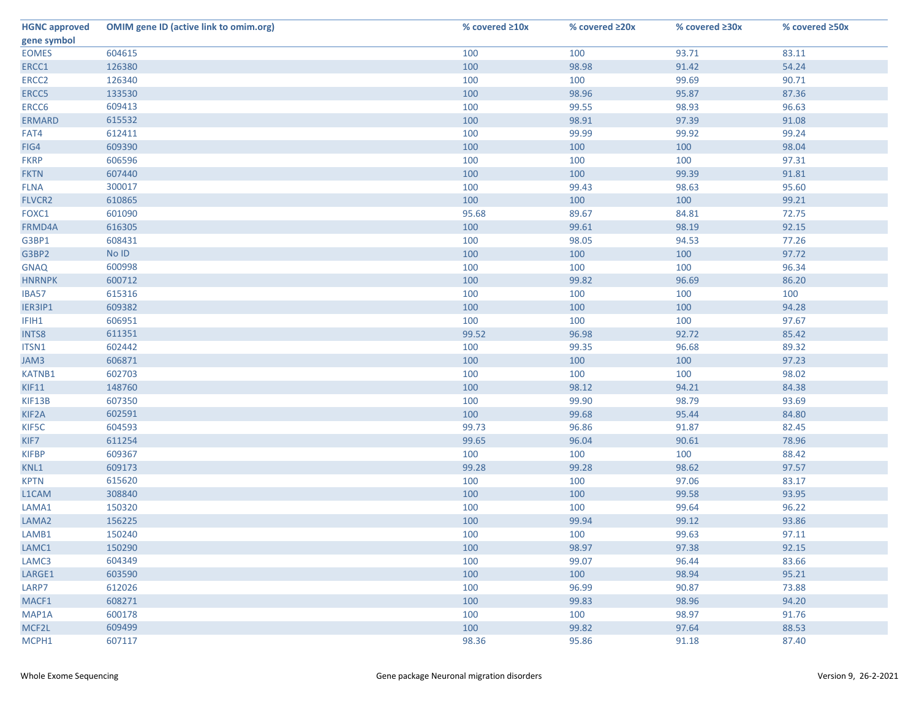| HGNC approved gene symbol | OMIM gene ID (active link to omim.org) | % covered ≥10x | % covered ≥20x | % covered ≥30x | % covered ≥50x |
|---|---|---|---|---|---|
| EOMES | 604615 | 100 | 100 | 93.71 | 83.11 |
| ERCC1 | 126380 | 100 | 98.98 | 91.42 | 54.24 |
| ERCC2 | 126340 | 100 | 100 | 99.69 | 90.71 |
| ERCC5 | 133530 | 100 | 98.96 | 95.87 | 87.36 |
| ERCC6 | 609413 | 100 | 99.55 | 98.93 | 96.63 |
| ERMARD | 615532 | 100 | 98.91 | 97.39 | 91.08 |
| FAT4 | 612411 | 100 | 99.99 | 99.92 | 99.24 |
| FIG4 | 609390 | 100 | 100 | 100 | 98.04 |
| FKRP | 606596 | 100 | 100 | 100 | 97.31 |
| FKTN | 607440 | 100 | 100 | 99.39 | 91.81 |
| FLNA | 300017 | 100 | 99.43 | 98.63 | 95.60 |
| FLVCR2 | 610865 | 100 | 100 | 100 | 99.21 |
| FOXC1 | 601090 | 95.68 | 89.67 | 84.81 | 72.75 |
| FRMD4A | 616305 | 100 | 99.61 | 98.19 | 92.15 |
| G3BP1 | 608431 | 100 | 98.05 | 94.53 | 77.26 |
| G3BP2 | No ID | 100 | 100 | 100 | 97.72 |
| GNAQ | 600998 | 100 | 100 | 100 | 96.34 |
| HNRNPK | 600712 | 100 | 99.82 | 96.69 | 86.20 |
| IBA57 | 615316 | 100 | 100 | 100 | 100 |
| IER3IP1 | 609382 | 100 | 100 | 100 | 94.28 |
| IFIH1 | 606951 | 100 | 100 | 100 | 97.67 |
| INTS8 | 611351 | 99.52 | 96.98 | 92.72 | 85.42 |
| ITSN1 | 602442 | 100 | 99.35 | 96.68 | 89.32 |
| JAM3 | 606871 | 100 | 100 | 100 | 97.23 |
| KATNB1 | 602703 | 100 | 100 | 100 | 98.02 |
| KIF11 | 148760 | 100 | 98.12 | 94.21 | 84.38 |
| KIF13B | 607350 | 100 | 99.90 | 98.79 | 93.69 |
| KIF2A | 602591 | 100 | 99.68 | 95.44 | 84.80 |
| KIF5C | 604593 | 99.73 | 96.86 | 91.87 | 82.45 |
| KIF7 | 611254 | 99.65 | 96.04 | 90.61 | 78.96 |
| KIFBP | 609367 | 100 | 100 | 100 | 88.42 |
| KNL1 | 609173 | 99.28 | 99.28 | 98.62 | 97.57 |
| KPTN | 615620 | 100 | 100 | 97.06 | 83.17 |
| L1CAM | 308840 | 100 | 100 | 99.58 | 93.95 |
| LAMA1 | 150320 | 100 | 100 | 99.64 | 96.22 |
| LAMA2 | 156225 | 100 | 99.94 | 99.12 | 93.86 |
| LAMB1 | 150240 | 100 | 100 | 99.63 | 97.11 |
| LAMC1 | 150290 | 100 | 98.97 | 97.38 | 92.15 |
| LAMC3 | 604349 | 100 | 99.07 | 96.44 | 83.66 |
| LARGE1 | 603590 | 100 | 100 | 98.94 | 95.21 |
| LARP7 | 612026 | 100 | 96.99 | 90.87 | 73.88 |
| MACF1 | 608271 | 100 | 99.83 | 98.96 | 94.20 |
| MAP1A | 600178 | 100 | 100 | 98.97 | 91.76 |
| MCF2L | 609499 | 100 | 99.82 | 97.64 | 88.53 |
| MCPH1 | 607117 | 98.36 | 95.86 | 91.18 | 87.40 |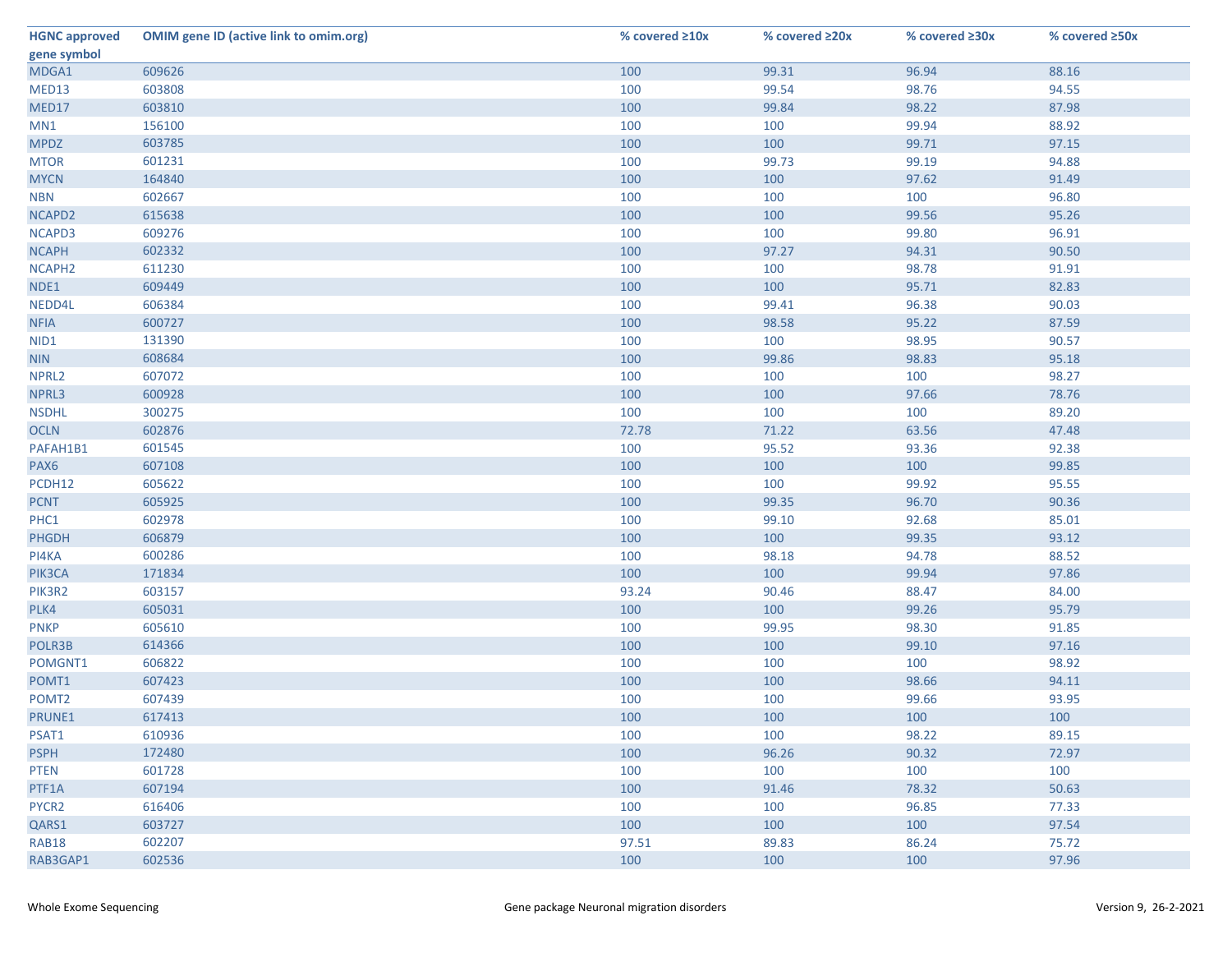| HGNC approved gene symbol | OMIM gene ID (active link to omim.org) | % covered ≥10x | % covered ≥20x | % covered ≥30x | % covered ≥50x |
|---|---|---|---|---|---|
| MDGA1 | 609626 | 100 | 99.31 | 96.94 | 88.16 |
| MED13 | 603808 | 100 | 99.54 | 98.76 | 94.55 |
| MED17 | 603810 | 100 | 99.84 | 98.22 | 87.98 |
| MN1 | 156100 | 100 | 100 | 99.94 | 88.92 |
| MPDZ | 603785 | 100 | 100 | 99.71 | 97.15 |
| MTOR | 601231 | 100 | 99.73 | 99.19 | 94.88 |
| MYCN | 164840 | 100 | 100 | 97.62 | 91.49 |
| NBN | 602667 | 100 | 100 | 100 | 96.80 |
| NCAPD2 | 615638 | 100 | 100 | 99.56 | 95.26 |
| NCAPD3 | 609276 | 100 | 100 | 99.80 | 96.91 |
| NCAPH | 602332 | 100 | 97.27 | 94.31 | 90.50 |
| NCAPH2 | 611230 | 100 | 100 | 98.78 | 91.91 |
| NDE1 | 609449 | 100 | 100 | 95.71 | 82.83 |
| NEDD4L | 606384 | 100 | 99.41 | 96.38 | 90.03 |
| NFIA | 600727 | 100 | 98.58 | 95.22 | 87.59 |
| NID1 | 131390 | 100 | 100 | 98.95 | 90.57 |
| NIN | 608684 | 100 | 99.86 | 98.83 | 95.18 |
| NPRL2 | 607072 | 100 | 100 | 100 | 98.27 |
| NPRL3 | 600928 | 100 | 100 | 97.66 | 78.76 |
| NSDHL | 300275 | 100 | 100 | 100 | 89.20 |
| OCLN | 602876 | 72.78 | 71.22 | 63.56 | 47.48 |
| PAFAH1B1 | 601545 | 100 | 95.52 | 93.36 | 92.38 |
| PAX6 | 607108 | 100 | 100 | 100 | 99.85 |
| PCDH12 | 605622 | 100 | 100 | 99.92 | 95.55 |
| PCNT | 605925 | 100 | 99.35 | 96.70 | 90.36 |
| PHC1 | 602978 | 100 | 99.10 | 92.68 | 85.01 |
| PHGDH | 606879 | 100 | 100 | 99.35 | 93.12 |
| PI4KA | 600286 | 100 | 98.18 | 94.78 | 88.52 |
| PIK3CA | 171834 | 100 | 100 | 99.94 | 97.86 |
| PIK3R2 | 603157 | 93.24 | 90.46 | 88.47 | 84.00 |
| PLK4 | 605031 | 100 | 100 | 99.26 | 95.79 |
| PNKP | 605610 | 100 | 99.95 | 98.30 | 91.85 |
| POLR3B | 614366 | 100 | 100 | 99.10 | 97.16 |
| POMGNT1 | 606822 | 100 | 100 | 100 | 98.92 |
| POMT1 | 607423 | 100 | 100 | 98.66 | 94.11 |
| POMT2 | 607439 | 100 | 100 | 99.66 | 93.95 |
| PRUNE1 | 617413 | 100 | 100 | 100 | 100 |
| PSAT1 | 610936 | 100 | 100 | 98.22 | 89.15 |
| PSPH | 172480 | 100 | 96.26 | 90.32 | 72.97 |
| PTEN | 601728 | 100 | 100 | 100 | 100 |
| PTF1A | 607194 | 100 | 91.46 | 78.32 | 50.63 |
| PYCR2 | 616406 | 100 | 100 | 96.85 | 77.33 |
| QARS1 | 603727 | 100 | 100 | 100 | 97.54 |
| RAB18 | 602207 | 97.51 | 89.83 | 86.24 | 75.72 |
| RAB3GAP1 | 602536 | 100 | 100 | 100 | 97.96 |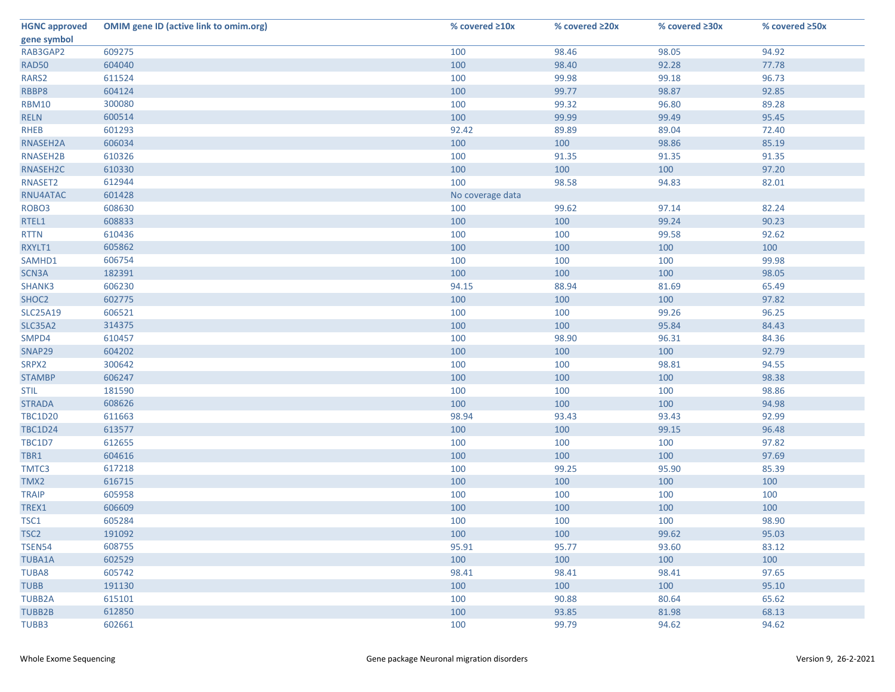| HGNC approved gene symbol | OMIM gene ID (active link to omim.org) | % covered ≥10x | % covered ≥20x | % covered ≥30x | % covered ≥50x |
|---|---|---|---|---|---|
| RAB3GAP2 | 609275 | 100 | 98.46 | 98.05 | 94.92 |
| RAD50 | 604040 | 100 | 98.40 | 92.28 | 77.78 |
| RARS2 | 611524 | 100 | 99.98 | 99.18 | 96.73 |
| RBBP8 | 604124 | 100 | 99.77 | 98.87 | 92.85 |
| RBM10 | 300080 | 100 | 99.32 | 96.80 | 89.28 |
| RELN | 600514 | 100 | 99.99 | 99.49 | 95.45 |
| RHEB | 601293 | 92.42 | 89.89 | 89.04 | 72.40 |
| RNASEH2A | 606034 | 100 | 100 | 98.86 | 85.19 |
| RNASEH2B | 610326 | 100 | 91.35 | 91.35 | 91.35 |
| RNASEH2C | 610330 | 100 | 100 | 100 | 97.20 |
| RNASET2 | 612944 | 100 | 98.58 | 94.83 | 82.01 |
| RNU4ATAC | 601428 | No coverage data | | | |
| ROBO3 | 608630 | 100 | 99.62 | 97.14 | 82.24 |
| RTEL1 | 608833 | 100 | 100 | 99.24 | 90.23 |
| RTTN | 610436 | 100 | 100 | 99.58 | 92.62 |
| RXYLT1 | 605862 | 100 | 100 | 100 | 100 |
| SAMHD1 | 606754 | 100 | 100 | 100 | 99.98 |
| SCN3A | 182391 | 100 | 100 | 100 | 98.05 |
| SHANK3 | 606230 | 94.15 | 88.94 | 81.69 | 65.49 |
| SHOC2 | 602775 | 100 | 100 | 100 | 97.82 |
| SLC25A19 | 606521 | 100 | 100 | 99.26 | 96.25 |
| SLC35A2 | 314375 | 100 | 100 | 95.84 | 84.43 |
| SMPD4 | 610457 | 100 | 98.90 | 96.31 | 84.36 |
| SNAP29 | 604202 | 100 | 100 | 100 | 92.79 |
| SRPX2 | 300642 | 100 | 100 | 98.81 | 94.55 |
| STAMBP | 606247 | 100 | 100 | 100 | 98.38 |
| STIL | 181590 | 100 | 100 | 100 | 98.86 |
| STRADA | 608626 | 100 | 100 | 100 | 94.98 |
| TBC1D20 | 611663 | 98.94 | 93.43 | 93.43 | 92.99 |
| TBC1D24 | 613577 | 100 | 100 | 99.15 | 96.48 |
| TBC1D7 | 612655 | 100 | 100 | 100 | 97.82 |
| TBR1 | 604616 | 100 | 100 | 100 | 97.69 |
| TMTC3 | 617218 | 100 | 99.25 | 95.90 | 85.39 |
| TMX2 | 616715 | 100 | 100 | 100 | 100 |
| TRAIP | 605958 | 100 | 100 | 100 | 100 |
| TREX1 | 606609 | 100 | 100 | 100 | 100 |
| TSC1 | 605284 | 100 | 100 | 100 | 98.90 |
| TSC2 | 191092 | 100 | 100 | 99.62 | 95.03 |
| TSEN54 | 608755 | 95.91 | 95.77 | 93.60 | 83.12 |
| TUBA1A | 602529 | 100 | 100 | 100 | 100 |
| TUBA8 | 605742 | 98.41 | 98.41 | 98.41 | 97.65 |
| TUBB | 191130 | 100 | 100 | 100 | 95.10 |
| TUBB2A | 615101 | 100 | 90.88 | 80.64 | 65.62 |
| TUBB2B | 612850 | 100 | 93.85 | 81.98 | 68.13 |
| TUBB3 | 602661 | 100 | 99.79 | 94.62 | 94.62 |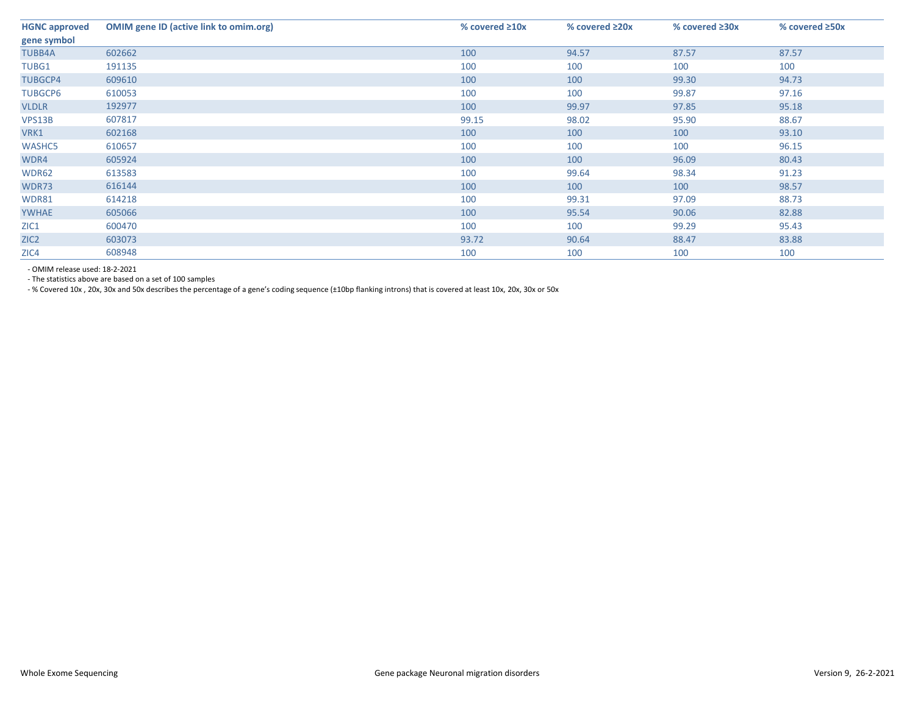| HGNC approved gene symbol | OMIM gene ID (active link to omim.org) | % covered ≥10x | % covered ≥20x | % covered ≥30x | % covered ≥50x |
|---|---|---|---|---|---|
| TUBB4A | 602662 | 100 | 94.57 | 87.57 | 87.57 |
| TUBG1 | 191135 | 100 | 100 | 100 | 100 |
| TUBGCP4 | 609610 | 100 | 100 | 99.30 | 94.73 |
| TUBGCP6 | 610053 | 100 | 100 | 99.87 | 97.16 |
| VLDLR | 192977 | 100 | 99.97 | 97.85 | 95.18 |
| VPS13B | 607817 | 99.15 | 98.02 | 95.90 | 88.67 |
| VRK1 | 602168 | 100 | 100 | 100 | 93.10 |
| WASHC5 | 610657 | 100 | 100 | 100 | 96.15 |
| WDR4 | 605924 | 100 | 100 | 96.09 | 80.43 |
| WDR62 | 613583 | 100 | 99.64 | 98.34 | 91.23 |
| WDR73 | 616144 | 100 | 100 | 100 | 98.57 |
| WDR81 | 614218 | 100 | 99.31 | 97.09 | 88.73 |
| YWHAE | 605066 | 100 | 95.54 | 90.06 | 82.88 |
| ZIC1 | 600470 | 100 | 100 | 99.29 | 95.43 |
| ZIC2 | 603073 | 93.72 | 90.64 | 88.47 | 83.88 |
| ZIC4 | 608948 | 100 | 100 | 100 | 100 |

- OMIM release used: 18-2-2021
- The statistics above are based on a set of 100 samples
- % Covered 10x , 20x, 30x and 50x describes the percentage of a gene's coding sequence (±10bp flanking introns) that is covered at least 10x, 20x, 30x or 50x